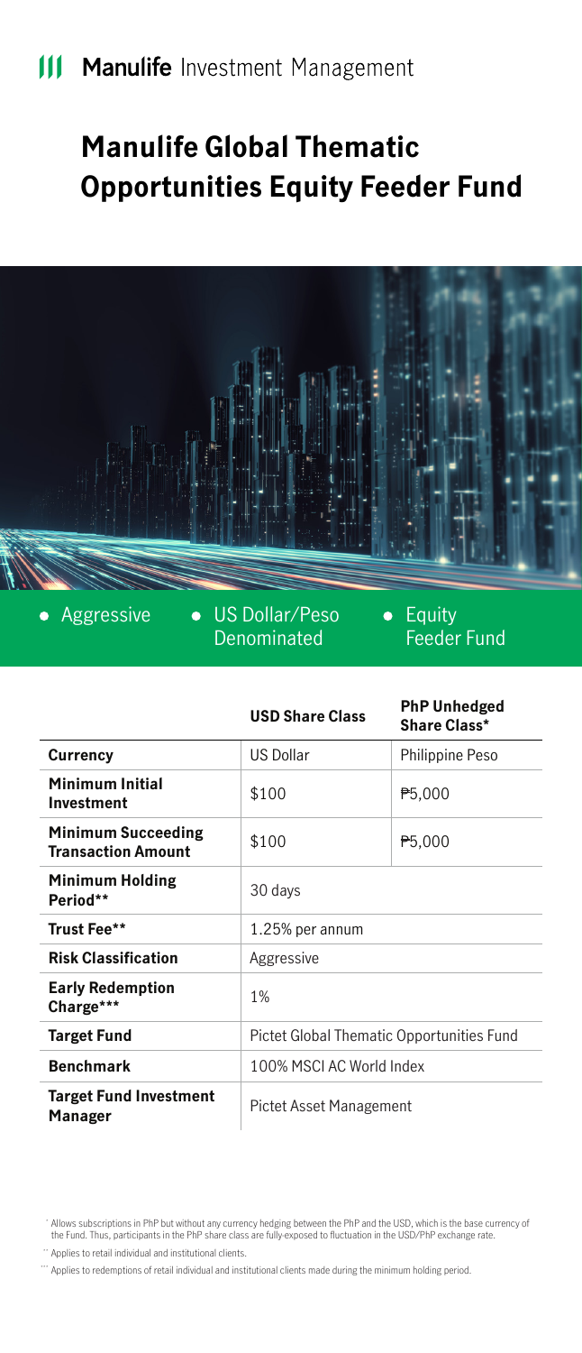Manulife Investment Management

# Manulife Global Thematic Opportunities Equity Feeder Fund

- Aggressive
- US Dollar/Peso Denominated
- Equity Feeder Fund

| | USD Share Class | PhP Unhedged Share Class* |
|---|---|---|
| **Currency** | US Dollar | Philippine Peso |
| **Minimum Initial Investment** | $100 | ₱5,000 |
| **Minimum Succeeding Transaction Amount** | $100 | ₱5,000 |
| **Minimum Holding Period**** | 30 days | |
| **Trust Fee**** | 1.25% per annum | |
| **Risk Classification** | Aggressive | |
| **Early Redemption Charge***** | 1% | |
| **Target Fund** | Pictet Global Thematic Opportunities Fund | |
| **Benchmark** | 100% MSCI AC World Index | |
| **Target Fund Investment Manager** | Pictet Asset Management | |

* Allows subscriptions in PhP but without any currency hedging between the PhP and the USD, which is the base currency of the Fund. Thus, participants in the PhP share class are fully-exposed to fluctuation in the USD/PhP exchange rate.

** Applies to retail individual and institutional clients.

*** Applies to redemptions of retail individual and institutional clients made during the minimum holding period.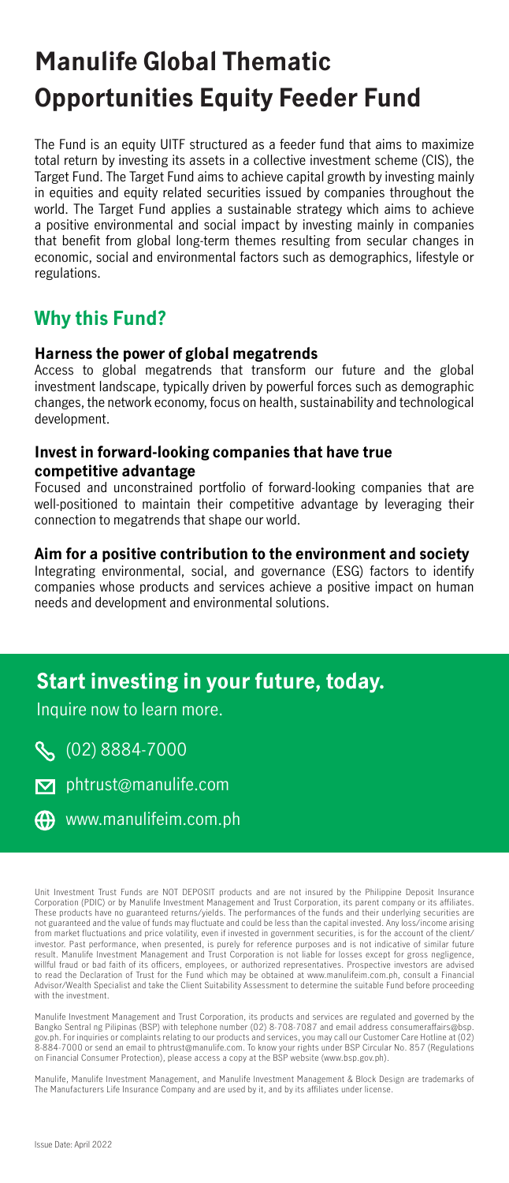# Manulife Global Thematic Opportunities Equity Feeder Fund

The Fund is an equity UITF structured as a feeder fund that aims to maximize total return by investing its assets in a collective investment scheme (CIS), the Target Fund. The Target Fund aims to achieve capital growth by investing mainly in equities and equity related securities issued by companies throughout the world. The Target Fund applies a sustainable strategy which aims to achieve a positive environmental and social impact by investing mainly in companies that benefit from global long-term themes resulting from secular changes in economic, social and environmental factors such as demographics, lifestyle or regulations.

## Why this Fund?

### Harness the power of global megatrends

Access to global megatrends that transform our future and the global investment landscape, typically driven by powerful forces such as demographic changes, the network economy, focus on health, sustainability and technological development.

### Invest in forward-looking companies that have true competitive advantage

Focused and unconstrained portfolio of forward-looking companies that are well-positioned to maintain their competitive advantage by leveraging their connection to megatrends that shape our world.

### Aim for a positive contribution to the environment and society

Integrating environmental, social, and governance (ESG) factors to identify companies whose products and services achieve a positive impact on human needs and development and environmental solutions.

## Start investing in your future, today.

Inquire now to learn more.

- (02) 8884-7000
- phtrust@manulife.com
- www.manulifeim.com.ph

Unit Investment Trust Funds are NOT DEPOSIT products and are not insured by the Philippine Deposit Insurance Corporation (PDIC) or by Manulife Investment Management and Trust Corporation, its parent company or its affiliates. These products have no guaranteed returns/yields. The performances of the funds and their underlying securities are not guaranteed and the value of funds may fluctuate and could be less than the capital invested. Any loss/income arising from market fluctuations and price volatility, even if invested in government securities, is for the account of the client/investor. Past performance, when presented, is purely for reference purposes and is not indicative of similar future result. Manulife Investment Management and Trust Corporation is not liable for losses except for gross negligence, willful fraud or bad faith of its officers, employees, or authorized representatives. Prospective investors are advised to read the Declaration of Trust for the Fund which may be obtained at www.manulifeim.com.ph, consult a Financial Advisor/Wealth Specialist and take the Client Suitability Assessment to determine the suitable Fund before proceeding with the investment.

Manulife Investment Management and Trust Corporation, its products and services are regulated and governed by the Bangko Sentral ng Pilipinas (BSP) with telephone number (02) 8-708-7087 and email address consumeraffairs@bsp.gov.ph. For inquiries or complaints relating to our products and services, you may call our Customer Care Hotline at (02) 8-884-7000 or send an email to phtrust@manulife.com. To know your rights under BSP Circular No. 857 (Regulations on Financial Consumer Protection), please access a copy at the BSP website (www.bsp.gov.ph).

Manulife, Manulife Investment Management, and Manulife Investment Management & Block Design are trademarks of The Manufacturers Life Insurance Company and are used by it, and by its affiliates under license.

Issue Date: April 2022